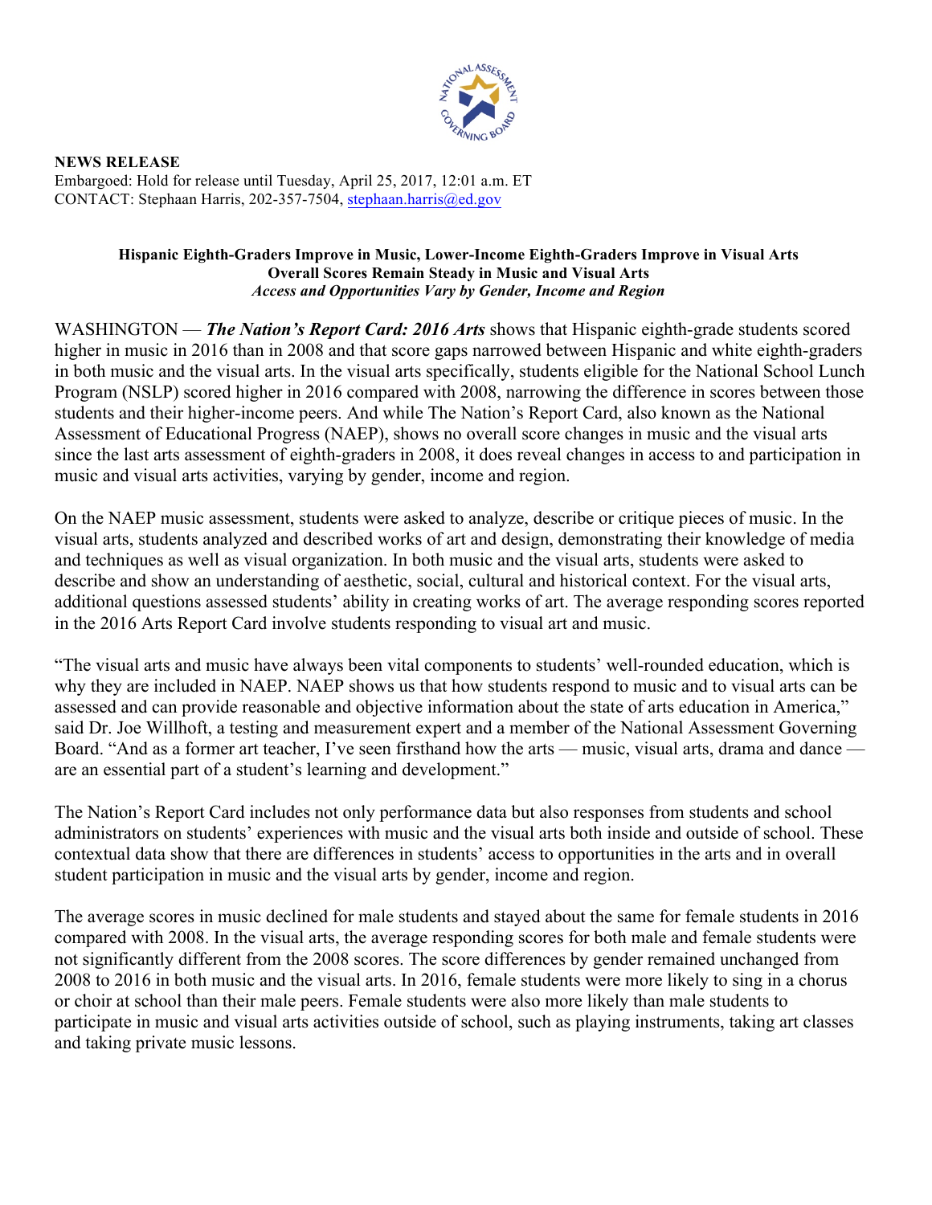**NEWS RELEASE**
Embargoed: Hold for release until Tuesday, April 25, 2017, 12:01 a.m. ET
CONTACT: Stephaan Harris, 202-357-7504, stephaan.harris@ed.gov

**Hispanic Eighth-Graders Improve in Music, Lower-Income Eighth-Graders Improve in Visual Arts**
**Overall Scores Remain Steady in Music and Visual Arts**
***Access and Opportunities Vary by Gender, Income and Region***

WASHINGTON — ***The Nation's Report Card: 2016 Arts*** shows that Hispanic eighth-grade students scored higher in music in 2016 than in 2008 and that score gaps narrowed between Hispanic and white eighth-graders in both music and the visual arts. In the visual arts specifically, students eligible for the National School Lunch Program (NSLP) scored higher in 2016 compared with 2008, narrowing the difference in scores between those students and their higher-income peers. And while The Nation's Report Card, also known as the National Assessment of Educational Progress (NAEP), shows no overall score changes in music and the visual arts since the last arts assessment of eighth-graders in 2008, it does reveal changes in access to and participation in music and visual arts activities, varying by gender, income and region.

On the NAEP music assessment, students were asked to analyze, describe or critique pieces of music. In the visual arts, students analyzed and described works of art and design, demonstrating their knowledge of media and techniques as well as visual organization. In both music and the visual arts, students were asked to describe and show an understanding of aesthetic, social, cultural and historical context. For the visual arts, additional questions assessed students' ability in creating works of art. The average responding scores reported in the 2016 Arts Report Card involve students responding to visual art and music.

"The visual arts and music have always been vital components to students' well-rounded education, which is why they are included in NAEP. NAEP shows us that how students respond to music and to visual arts can be assessed and can provide reasonable and objective information about the state of arts education in America," said Dr. Joe Willhoft, a testing and measurement expert and a member of the National Assessment Governing Board. "And as a former art teacher, I've seen firsthand how the arts — music, visual arts, drama and dance — are an essential part of a student's learning and development."

The Nation's Report Card includes not only performance data but also responses from students and school administrators on students' experiences with music and the visual arts both inside and outside of school. These contextual data show that there are differences in students' access to opportunities in the arts and in overall student participation in music and the visual arts by gender, income and region.

The average scores in music declined for male students and stayed about the same for female students in 2016 compared with 2008. In the visual arts, the average responding scores for both male and female students were not significantly different from the 2008 scores. The score differences by gender remained unchanged from 2008 to 2016 in both music and the visual arts. In 2016, female students were more likely to sing in a chorus or choir at school than their male peers. Female students were also more likely than male students to participate in music and visual arts activities outside of school, such as playing instruments, taking art classes and taking private music lessons.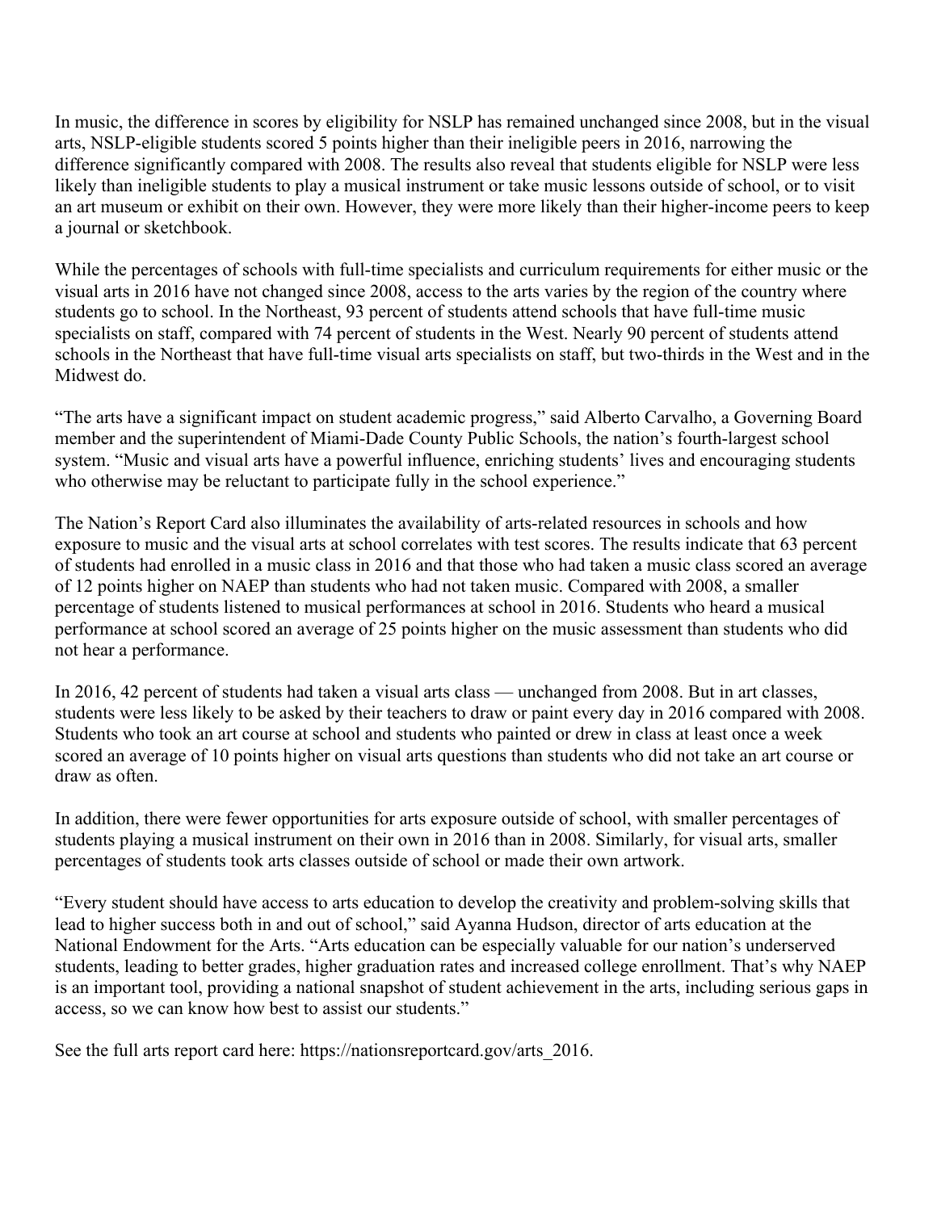In music, the difference in scores by eligibility for NSLP has remained unchanged since 2008, but in the visual arts, NSLP-eligible students scored 5 points higher than their ineligible peers in 2016, narrowing the difference significantly compared with 2008. The results also reveal that students eligible for NSLP were less likely than ineligible students to play a musical instrument or take music lessons outside of school, or to visit an art museum or exhibit on their own. However, they were more likely than their higher-income peers to keep a journal or sketchbook.

While the percentages of schools with full-time specialists and curriculum requirements for either music or the visual arts in 2016 have not changed since 2008, access to the arts varies by the region of the country where students go to school. In the Northeast, 93 percent of students attend schools that have full-time music specialists on staff, compared with 74 percent of students in the West. Nearly 90 percent of students attend schools in the Northeast that have full-time visual arts specialists on staff, but two-thirds in the West and in the Midwest do.

"The arts have a significant impact on student academic progress," said Alberto Carvalho, a Governing Board member and the superintendent of Miami-Dade County Public Schools, the nation's fourth-largest school system. "Music and visual arts have a powerful influence, enriching students' lives and encouraging students who otherwise may be reluctant to participate fully in the school experience."

The Nation's Report Card also illuminates the availability of arts-related resources in schools and how exposure to music and the visual arts at school correlates with test scores. The results indicate that 63 percent of students had enrolled in a music class in 2016 and that those who had taken a music class scored an average of 12 points higher on NAEP than students who had not taken music. Compared with 2008, a smaller percentage of students listened to musical performances at school in 2016. Students who heard a musical performance at school scored an average of 25 points higher on the music assessment than students who did not hear a performance.

In 2016, 42 percent of students had taken a visual arts class — unchanged from 2008. But in art classes, students were less likely to be asked by their teachers to draw or paint every day in 2016 compared with 2008. Students who took an art course at school and students who painted or drew in class at least once a week scored an average of 10 points higher on visual arts questions than students who did not take an art course or draw as often.

In addition, there were fewer opportunities for arts exposure outside of school, with smaller percentages of students playing a musical instrument on their own in 2016 than in 2008. Similarly, for visual arts, smaller percentages of students took arts classes outside of school or made their own artwork.

"Every student should have access to arts education to develop the creativity and problem-solving skills that lead to higher success both in and out of school," said Ayanna Hudson, director of arts education at the National Endowment for the Arts. "Arts education can be especially valuable for our nation's underserved students, leading to better grades, higher graduation rates and increased college enrollment. That's why NAEP is an important tool, providing a national snapshot of student achievement in the arts, including serious gaps in access, so we can know how best to assist our students."

See the full arts report card here: https://nationsreportcard.gov/arts_2016.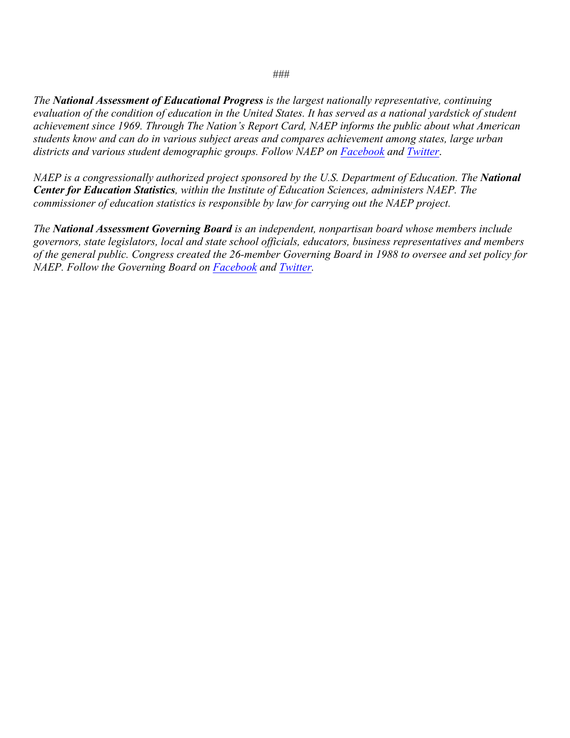###

*The **National Assessment of Educational Progress** is the largest nationally representative, continuing evaluation of the condition of education in the United States. It has served as a national yardstick of student achievement since 1969. Through The Nation's Report Card, NAEP informs the public about what American students know and can do in various subject areas and compares achievement among states, large urban districts and various student demographic groups. Follow NAEP on [Facebook]() and [Twitter]().*

*NAEP is a congressionally authorized project sponsored by the U.S. Department of Education. The **National Center for Education Statistics**, within the Institute of Education Sciences, administers NAEP. The commissioner of education statistics is responsible by law for carrying out the NAEP project.*

*The **National Assessment Governing Board** is an independent, nonpartisan board whose members include governors, state legislators, local and state school officials, educators, business representatives and members of the general public. Congress created the 26-member Governing Board in 1988 to oversee and set policy for NAEP. Follow the Governing Board on [Facebook]() and [Twitter]().*